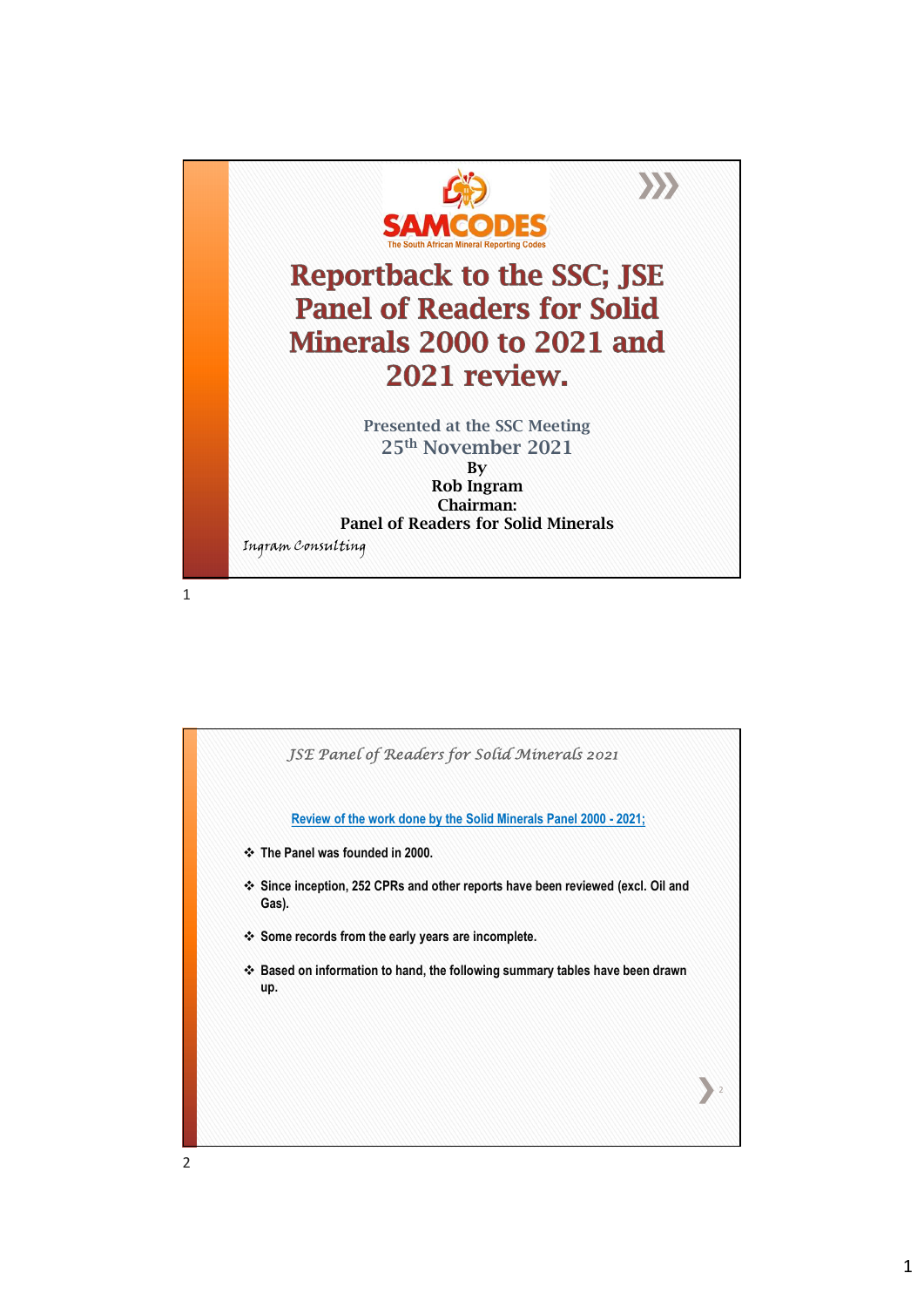SAMCODES

The South African Mineral Reporting Codes

# Reportback to the SSC; JSE Panel of Readers for Solid Minerals 2000 to 2021 and 2021 review.

Presented at the SSC Meeting

25th November 2021

By

**Rob Ingram**

**Chairman:**

**Panel of Readers for Solid Minerals**

*Ingram Consulting*

## *JSE Panel of Readers for Solid Minerals 2021*

**Review of the work done by the Solid Minerals Panel 2000 - 2021;**

- **The Panel was founded in 2000.**
- **Since inception, 252 CPRs and other reports have been reviewed (excl. Oil and Gas).**
- **Some records from the early years are incomplete.**
- **Based on information to hand, the following summary tables have been drawn up.**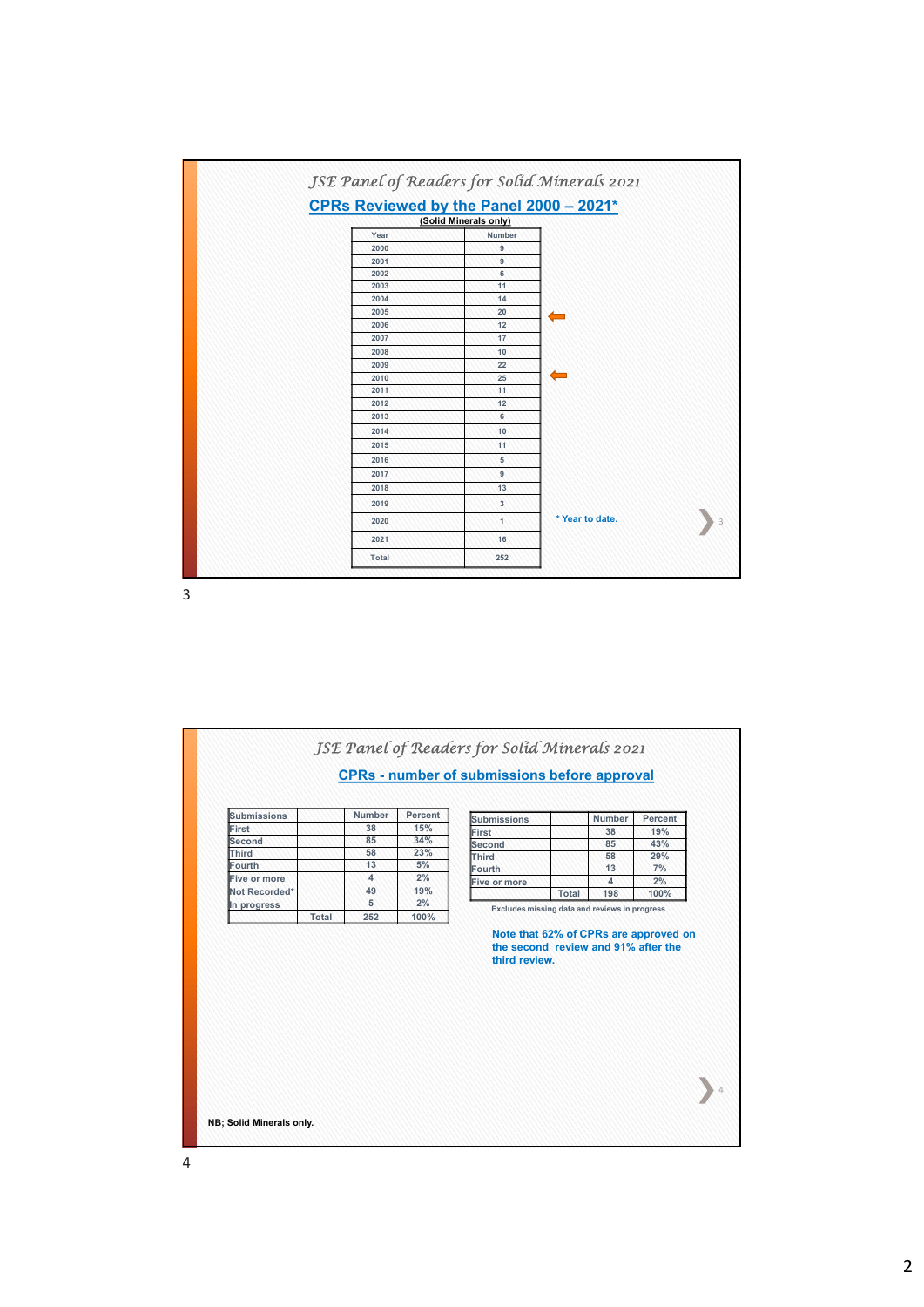## JSE Panel of Readers for Solid Minerals 2021

### CPRs Reviewed by the Panel 2000 – 2021*

(Solid Minerals only)

| Year | | Number |
|---|---|---|
| 2000 | | 9 |
| 2001 | | 9 |
| 2002 | | 6 |
| 2003 | | 11 |
| 2004 | | 14 |
| 2005 | | 20 |
| 2006 | | 12 |
| 2007 | | 17 |
| 2008 | | 10 |
| 2009 | | 22 |
| 2010 | | 25 |
| 2011 | | 11 |
| 2012 | | 12 |
| 2013 | | 6 |
| 2014 | | 10 |
| 2015 | | 11 |
| 2016 | | 5 |
| 2017 | | 9 |
| 2018 | | 13 |
| 2019 | | 3 |
| 2020 | | 1 |
| 2021 | | 16 |
| Total | | 252 |

* Year to date.

## JSE Panel of Readers for Solid Minerals 2021

### CPRs - number of submissions before approval

| Submissions | | Number | Percent |
|---|---|---|---|
| First | | 38 | 15% |
| Second | | 85 | 34% |
| Third | | 58 | 23% |
| Fourth | | 13 | 5% |
| Five or more | | 4 | 2% |
| Not Recorded* | | 49 | 19% |
| In progress | | 5 | 2% |
| | Total | 252 | 100% |

| Submissions | | Number | Percent |
|---|---|---|---|
| First | | 38 | 19% |
| Second | | 85 | 43% |
| Third | | 58 | 29% |
| Fourth | | 13 | 7% |
| Five or more | | 4 | 2% |
| | Total | 198 | 100% |

Excludes missing data and reviews in progress

Note that 62% of CPRs are approved on the second review and 91% after the third review.

NB; Solid Minerals only.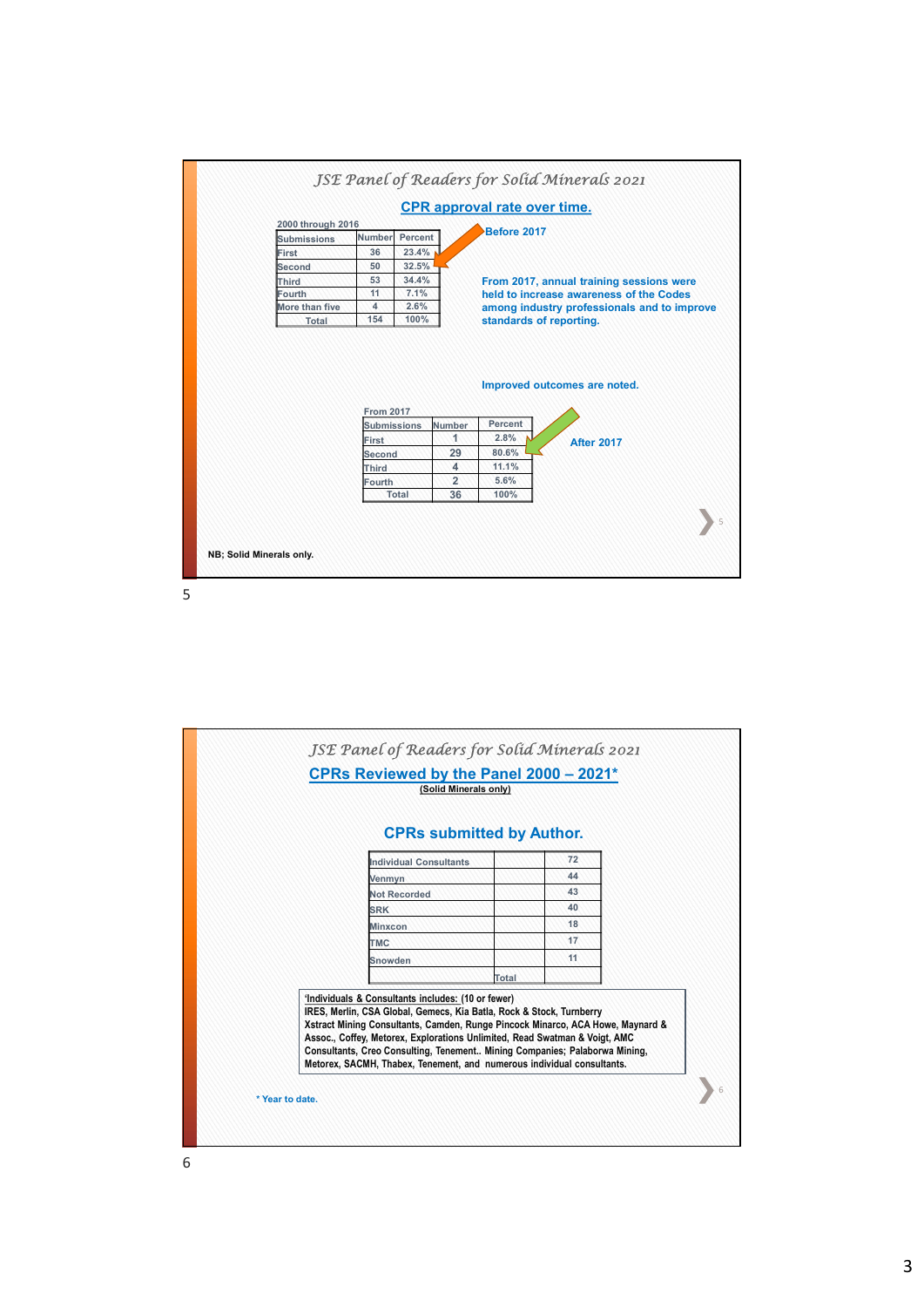## JSE Panel of Readers for Solid Minerals 2021

### CPR approval rate over time.

2000 through 2016

| Submissions | Number | Percent |
|---|---|---|
| First | 36 | 23.4% |
| Second | 50 | 32.5% |
| Third | 53 | 34.4% |
| Fourth | 11 | 7.1% |
| More than five | 4 | 2.6% |
| Total | 154 | 100% |

**Before 2017**

**From 2017, annual training sessions were held to increase awareness of the Codes among industry professionals and to improve standards of reporting.**

**Improved outcomes are noted.**

From 2017

| Submissions | Number | Percent |
|---|---|---|
| First | 1 | 2.8% |
| Second | 29 | 80.6% |
| Third | 4 | 11.1% |
| Fourth | 2 | 5.6% |
| Total | 36 | 100% |

**After 2017**

**NB; Solid Minerals only.**

## JSE Panel of Readers for Solid Minerals 2021

### CPRs Reviewed by the Panel 2000 – 2021*

**(Solid Minerals only)**

### CPRs submitted by Author.

| | | |
|---|---|---|
| Individual Consultants | | 72 |
| Venmyn | | 44 |
| Not Recorded | | 43 |
| SRK | | 40 |
| Minxcon | | 18 |
| TMC | | 17 |
| Snowden | | 11 |
| | Total | |

**'Individuals & Consultants includes: (10 or fewer)**
**IRES, Merlin, CSA Global, Gemecs, Kia Batla, Rock & Stock, Turnberry Xstract Mining Consultants, Camden, Runge Pincock Minarco, ACA Howe, Maynard & Assoc., Coffey, Metorex, Explorations Unlimited, Read Swatman & Voigt, AMC Consultants, Creo Consulting, Tenement.. Mining Companies; Palaborwa Mining, Metorex, SACMH, Thabex, Tenement, and numerous individual consultants.**

\* Year to date.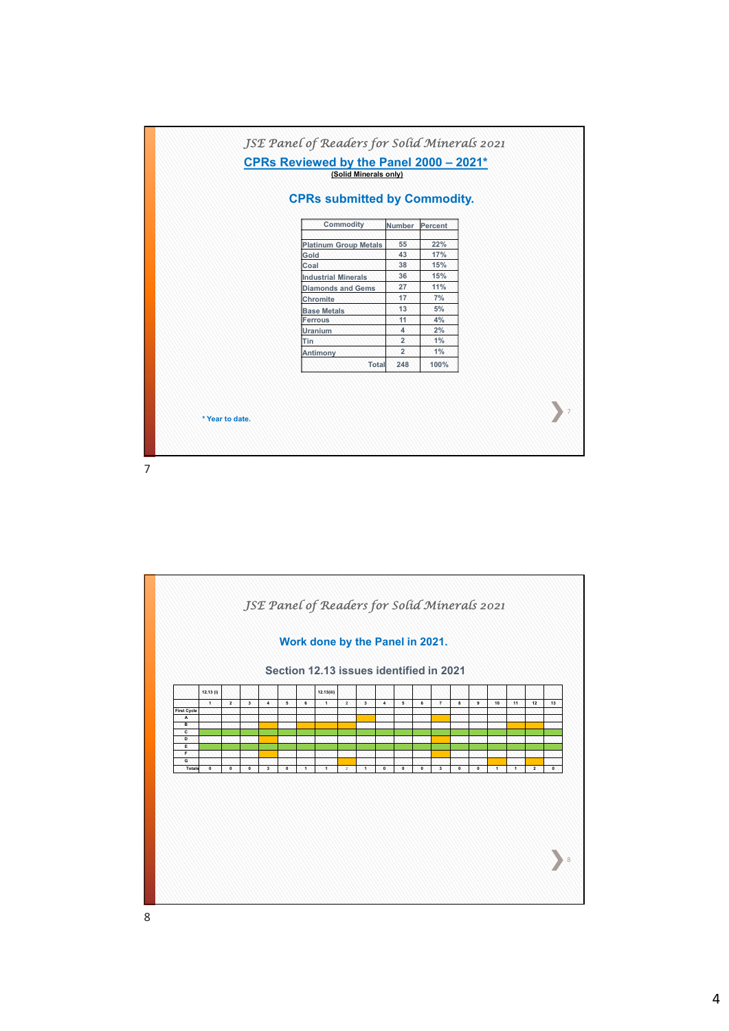## JSE Panel of Readers for Solid Minerals 2021

### CPRs Reviewed by the Panel 2000 – 2021*

(Solid Minerals only)

### CPRs submitted by Commodity.

| Commodity | Number | Percent |
|---|---|---|
| Platinum Group Metals | 55 | 22% |
| Gold | 43 | 17% |
| Coal | 38 | 15% |
| Industrial Minerals | 36 | 15% |
| Diamonds and Gems | 27 | 11% |
| Chromite | 17 | 7% |
| Base Metals | 13 | 5% |
| Ferrous | 11 | 4% |
| Uranium | 4 | 2% |
| Tin | 2 | 1% |
| Antimony | 2 | 1% |
| Total | 248 | 100% |

* Year to date.

7

## JSE Panel of Readers for Solid Minerals 2021

### Work done by the Panel in 2021.

### Section 12.13 issues identified in 2021

| | 12.13 (i) | | | | | | 12.13(iii) | | | | | | | | | | | | |
|---|---|---|---|---|---|---|---|---|---|---|---|---|---|---|---|---|---|---|---|
| | 1 | 2 | 3 | 4 | 5 | 6 | 1 | 2 | 3 | 4 | 5 | 6 | 7 | 8 | 9 | 10 | 11 | 12 | 13 |
| First Cycle | | | | | | | | | | | | | | | | | | | |
| A | | | | | | | | | | | | | | | | | | | |
| B | | | | | | | | | | | | | | | | | | | |
| C | | | | | | | | | | | | | | | | | | | |
| D | | | | | | | | | | | | | | | | | | | |
| E | | | | | | | | | | | | | | | | | | | |
| F | | | | | | | | | | | | | | | | | | | |
| G | | | | | | | | | | | | | | | | | | | |
| Totals | 0 | 0 | 0 | 3 | 0 | 1 | 1 | 2 | 1 | 0 | 0 | 0 | 3 | 0 | 0 | 1 | 1 | 2 | 0 |

8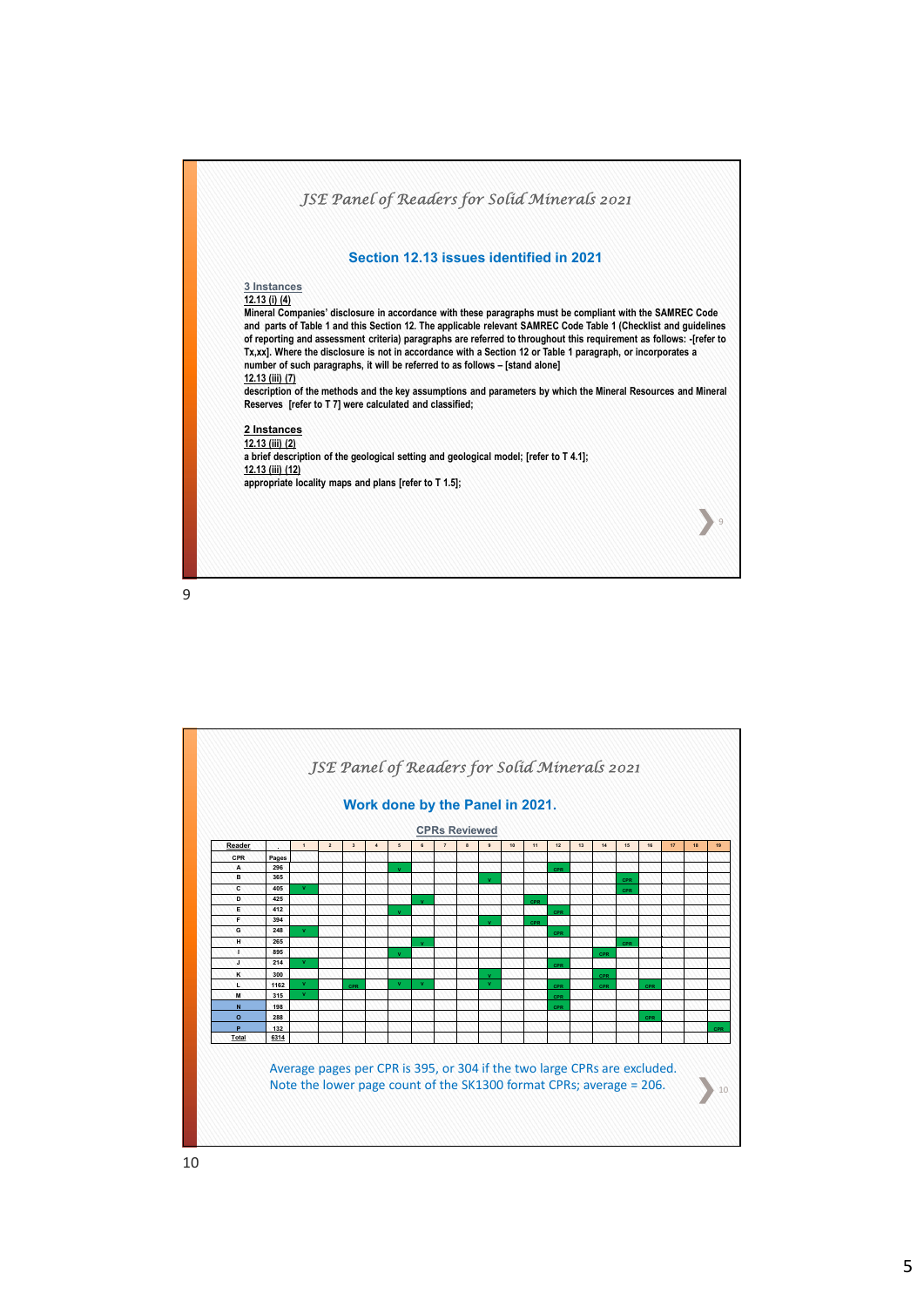## JSE Panel of Readers for Solid Minerals 2021

### Section 12.13 issues identified in 2021

**3 Instances**

**12.13 (i) (4)**

**Mineral Companies' disclosure in accordance with these paragraphs must be compliant with the SAMREC Code and parts of Table 1 and this Section 12. The applicable relevant SAMREC Code Table 1 (Checklist and guidelines of reporting and assessment criteria) paragraphs are referred to throughout this requirement as follows: -[refer to Tx,xx]. Where the disclosure is not in accordance with a Section 12 or Table 1 paragraph, or incorporates a number of such paragraphs, it will be referred to as follows – [stand alone]**

**12.13 (iii) (7)**

**description of the methods and the key assumptions and parameters by which the Mineral Resources and Mineral Reserves [refer to T 7] were calculated and classified;**

**2 Instances**

**12.13 (iii) (2)**

**a brief description of the geological setting and geological model; [refer to T 4.1];**

**12.13 (iii) (12)**

**appropriate locality maps and plans [refer to T 1.5];**

## JSE Panel of Readers for Solid Minerals 2021

### Work done by the Panel in 2021.

**CPRs Reviewed**

| Reader / CPR | . / Pages | 1 | 2 | 3 | 4 | 5 | 6 | 7 | 8 | 9 | 10 | 11 | 12 | 13 | 14 | 15 | 16 | 17 | 18 | 19 |
|---|---|---|---|---|---|---|---|---|---|---|---|---|---|---|---|---|---|---|---|---|
| A | 296 | | | | | V | | | | | | | CPR | | | | | | | |
| B | 365 | | | | | | | | | V | | | | | | CPR | | | | |
| C | 405 | V | | | | | | | | | | | | | | CPR | | | | |
| D | 425 | | | | | | V | | | | | CPR | | | | | | | | |
| E | 412 | | | | | V | | | | | | | CPR | | | | | | | |
| F | 394 | | | | | | | | | V | | CPR | | | | | | | | |
| G | 248 | V | | | | | | | | | | | CPR | | | | | | | |
| H | 265 | | | | | | V | | | | | | | | | CPR | | | | |
| I | 895 | | | | | V | | | | | | | | | CPR | | | | | |
| J | 214 | V | | | | | | | | | | | CPR | | | | | | | |
| K | 300 | | | | | | | | | V | | | | | CPR | | | | | |
| L | 1162 | V | | CPR | | V | V | | | V | | | CPR | | CPR | | CPR | | | |
| M | 315 | V | | | | | | | | | | | CPR | | | | | | | |
| N | 198 | | | | | | | | | | | | CPR | | | | | | | |
| O | 288 | | | | | | | | | | | | | | | | CPR | | | |
| P | 132 | | | | | | | | | | | | | | | | | | | CPR |
| Total | 6314 | | | | | | | | | | | | | | | | | | | |

Average pages per CPR is 395, or 304 if the two large CPRs are excluded.
Note the lower page count of the SK1300 format CPRs; average = 206.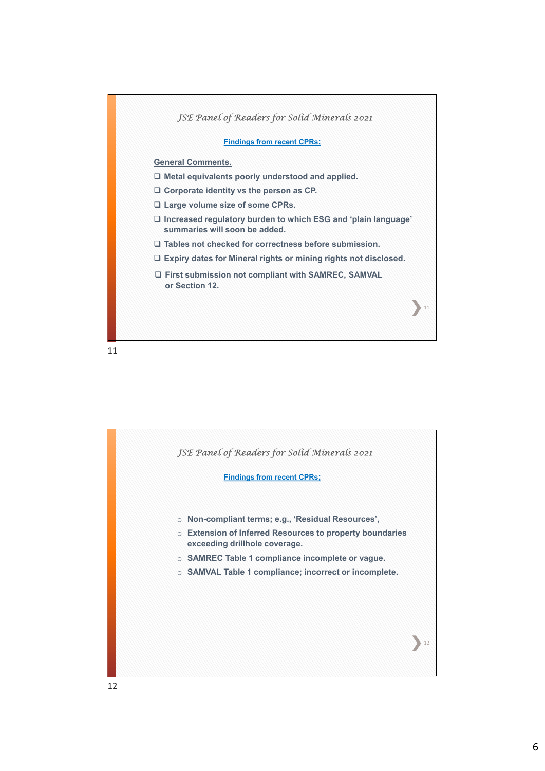## JSE Panel of Readers for Solid Minerals 2021

**Findings from recent CPRs;**

**General Comments.**

- Metal equivalents poorly understood and applied.
- Corporate identity vs the person as CP.
- Large volume size of some CPRs.
- Increased regulatory burden to which ESG and 'plain language' summaries will soon be added.
- Tables not checked for correctness before submission.
- Expiry dates for Mineral rights or mining rights not disclosed.
- First submission not compliant with SAMREC, SAMVAL or Section 12.

## JSE Panel of Readers for Solid Minerals 2021

**Findings from recent CPRs;**

- Non-compliant terms; e.g., 'Residual Resources',
- Extension of Inferred Resources to property boundaries exceeding drillhole coverage.
- SAMREC Table 1 compliance incomplete or vague.
- SAMVAL Table 1 compliance; incorrect or incomplete.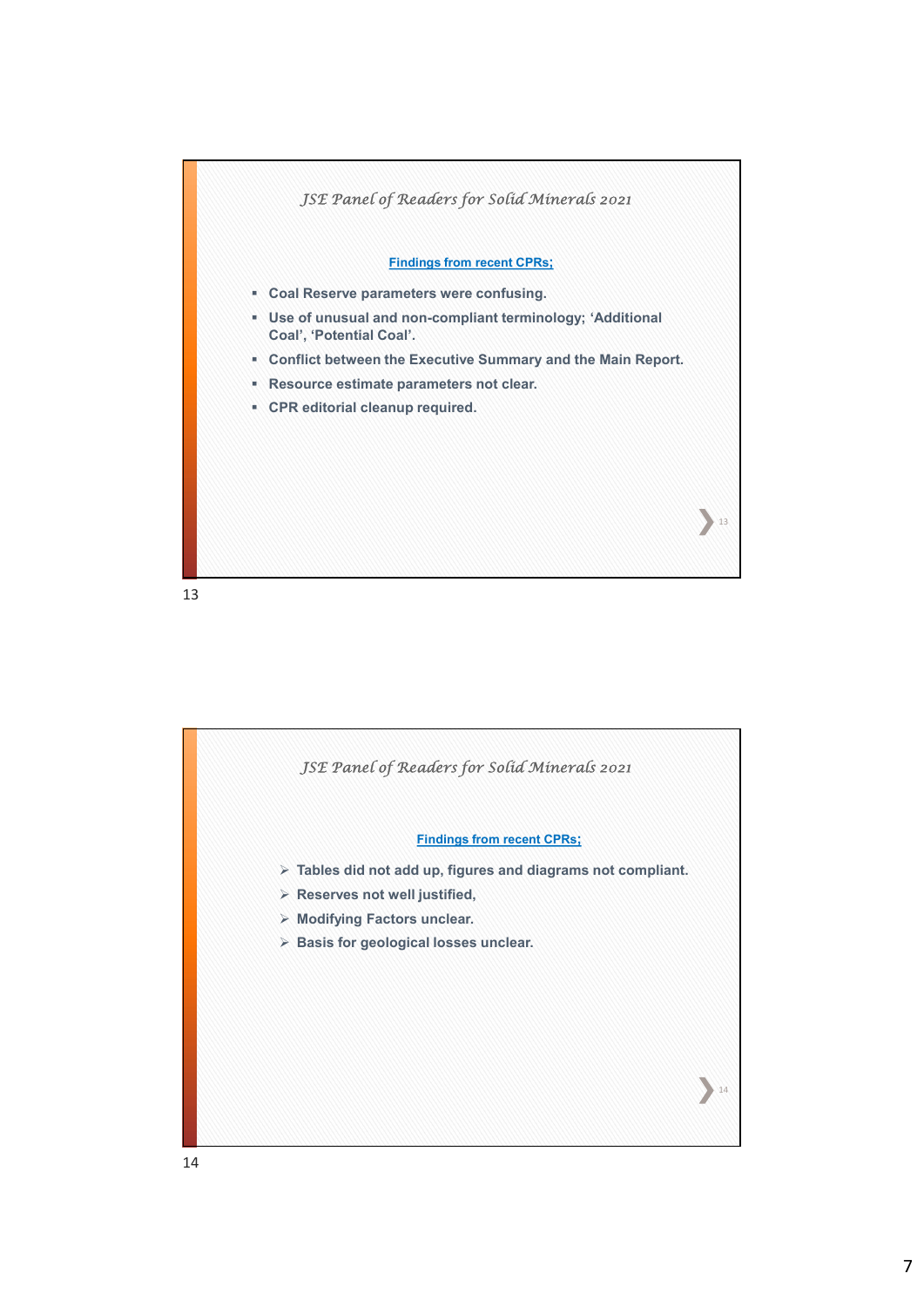## JSE Panel of Readers for Solid Minerals 2021

**Findings from recent CPRs;**

- **Coal Reserve parameters were confusing.**
- **Use of unusual and non-compliant terminology; 'Additional Coal', 'Potential Coal'.**
- **Conflict between the Executive Summary and the Main Report.**
- **Resource estimate parameters not clear.**
- **CPR editorial cleanup required.**

## JSE Panel of Readers for Solid Minerals 2021

**Findings from recent CPRs;**

- **Tables did not add up, figures and diagrams not compliant.**
- **Reserves not well justified,**
- **Modifying Factors unclear.**
- **Basis for geological losses unclear.**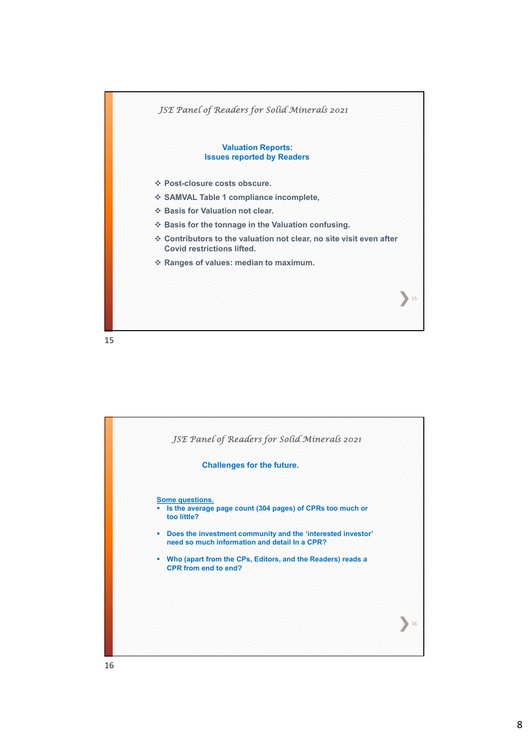*JSE Panel of Readers for Solid Minerals 2021*

**Valuation Reports:**
**Issues reported by Readers**

- Post-closure costs obscure.
- SAMVAL Table 1 compliance incomplete,
- Basis for Valuation not clear.
- Basis for the tonnage in the Valuation confusing.
- Contributors to the valuation not clear, no site visit even after Covid restrictions lifted.
- Ranges of values: median to maximum.

*JSE Panel of Readers for Solid Minerals 2021*

**Challenges for the future.**

**Some questions.**

- Is the average page count (304 pages) of CPRs too much or too little?
- Does the investment community and the 'interested investor' need so much information and detail In a CPR?
- Who (apart from the CPs, Editors, and the Readers) reads a CPR from end to end?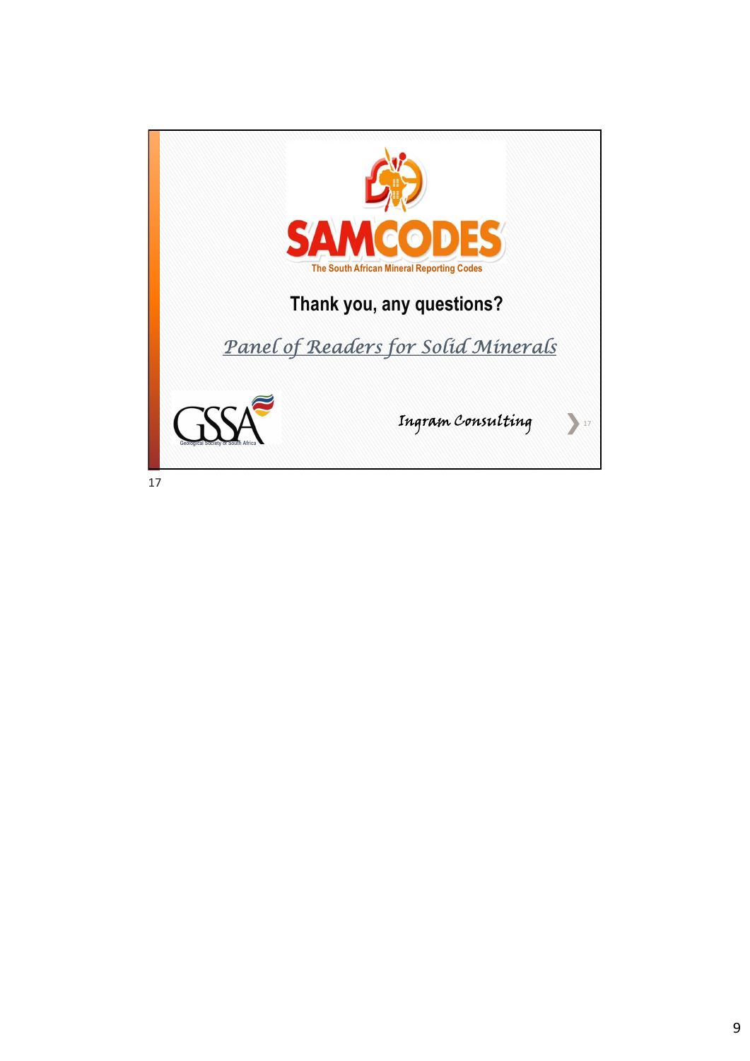SAMCODES

The South African Mineral Reporting Codes

**Thank you, any questions?**

*Panel of Readers for Solid Minerals*

GSSA

Geological Society of South Africa

*Ingram Consulting*